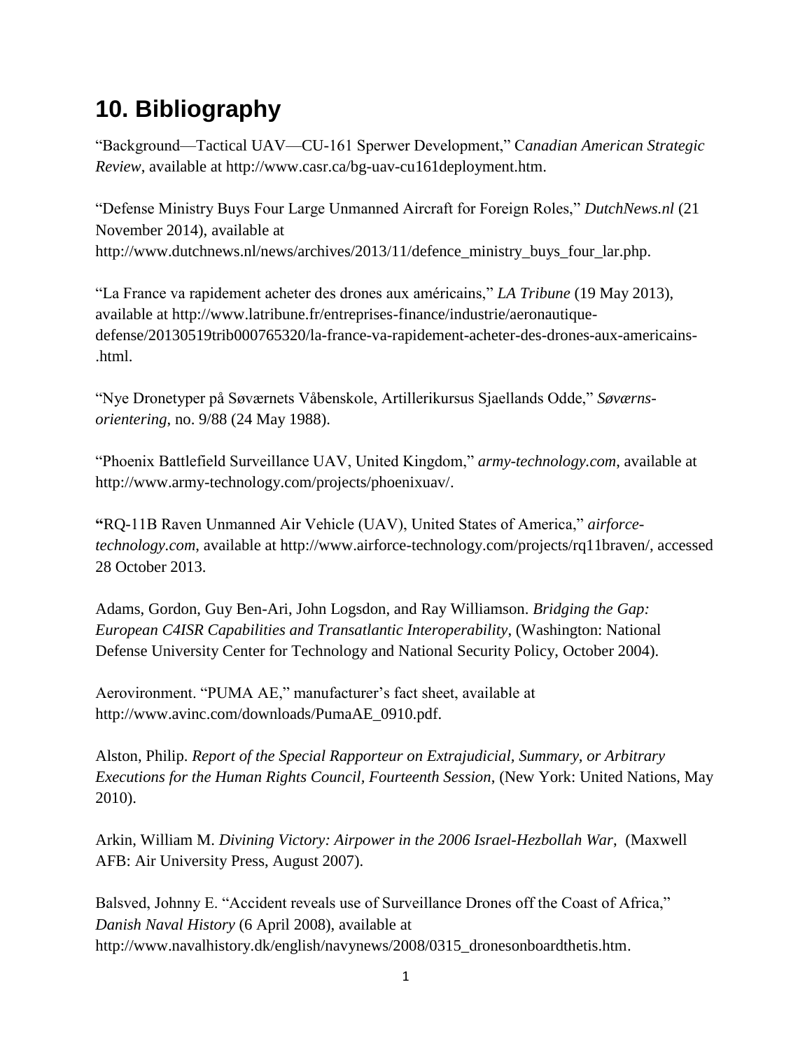# 10. Bibliography

"Background—Tactical UAV—CU-161 Sperwer Development," C*anadian American Strategic Review*, available at http://www.casr.ca/bg-uav-cu161deployment.htm.

"Defense Ministry Buys Four Large Unmanned Aircraft for Foreign Roles," *DutchNews.nl* (21 November 2014), available at http://www.dutchnews.nl/news/archives/2013/11/defence_ministry_buys_four_lar.php.

"La France va rapidement acheter des drones aux américains," *LA Tribune* (19 May 2013), available at http://www.latribune.fr/entreprises-finance/industrie/aeronautique-defense/20130519trib000765320/la-france-va-rapidement-acheter-des-drones-aux-americains-.html.

"Nye Dronetyper på Søværnets Våbenskole, Artillerikursus Sjaellands Odde," *Søværns-orientering*, no. 9/88 (24 May 1988).

"Phoenix Battlefield Surveillance UAV, United Kingdom," *army-technology.com*, available at http://www.army-technology.com/projects/phoenixuav/.

**"**RQ-11B Raven Unmanned Air Vehicle (UAV), United States of America," *airforce-technology.com*, available at http://www.airforce-technology.com/projects/rq11braven/, accessed 28 October 2013.

Adams, Gordon, Guy Ben-Ari, John Logsdon, and Ray Williamson. *Bridging the Gap: European C4ISR Capabilities and Transatlantic Interoperability*, (Washington: National Defense University Center for Technology and National Security Policy, October 2004).

Aerovironment. "PUMA AE," manufacturer's fact sheet, available at http://www.avinc.com/downloads/PumaAE_0910.pdf.

Alston, Philip. *Report of the Special Rapporteur on Extrajudicial, Summary, or Arbitrary Executions for the Human Rights Council, Fourteenth Session*, (New York: United Nations, May 2010).

Arkin, William M. *Divining Victory: Airpower in the 2006 Israel-Hezbollah War*, (Maxwell AFB: Air University Press, August 2007).

Balsved, Johnny E. "Accident reveals use of Surveillance Drones off the Coast of Africa," *Danish Naval History* (6 April 2008), available at http://www.navalhistory.dk/english/navynews/2008/0315_dronesonboardthetis.htm.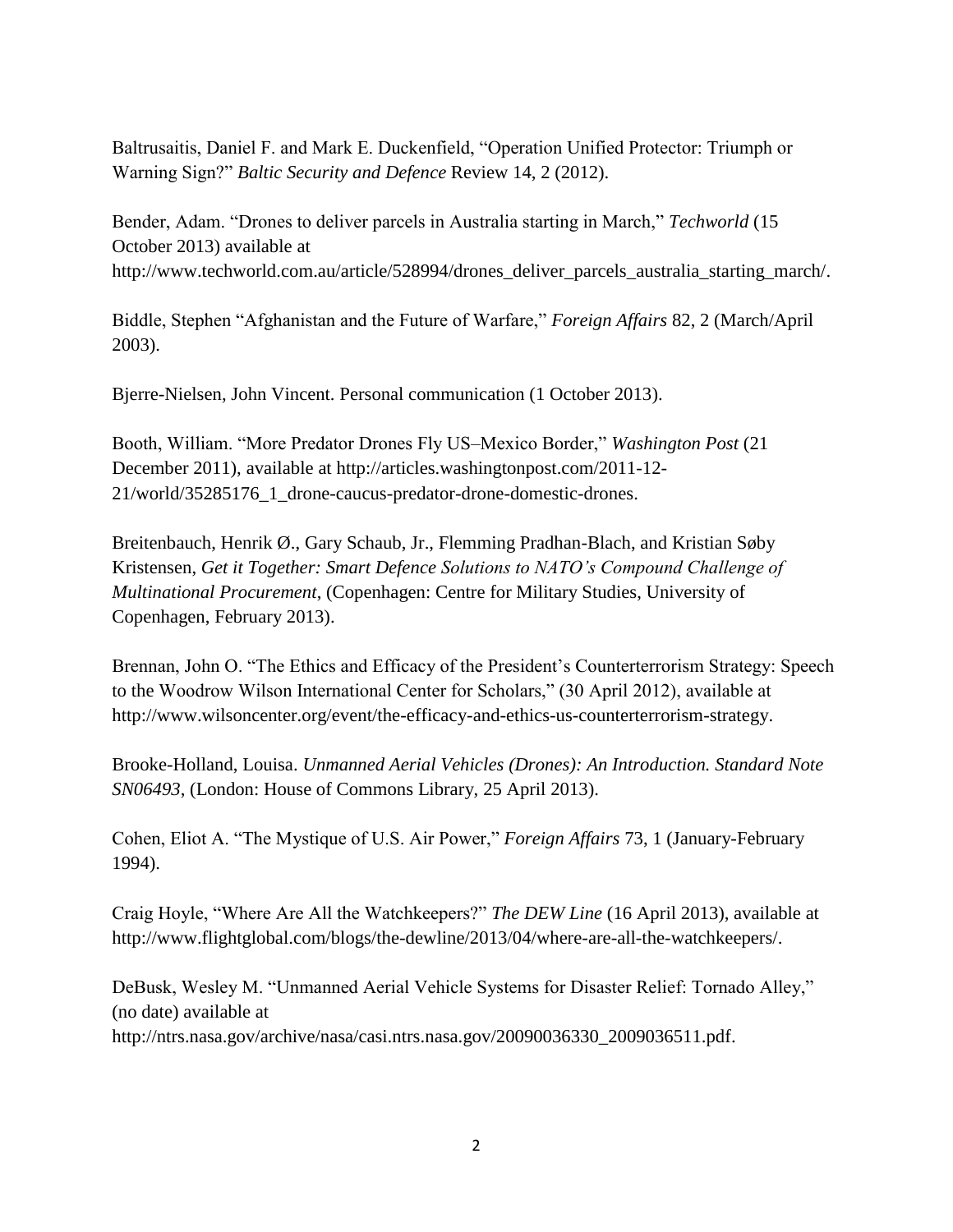Baltrusaitis, Daniel F. and Mark E. Duckenfield, "Operation Unified Protector: Triumph or Warning Sign?" *Baltic Security and Defence* Review 14, 2 (2012).

Bender, Adam. "Drones to deliver parcels in Australia starting in March," *Techworld* (15 October 2013) available at http://www.techworld.com.au/article/528994/drones_deliver_parcels_australia_starting_march/.

Biddle, Stephen "Afghanistan and the Future of Warfare," *Foreign Affairs* 82, 2 (March/April 2003).

Bjerre-Nielsen, John Vincent. Personal communication (1 October 2013).

Booth, William. "More Predator Drones Fly US–Mexico Border," *Washington Post* (21 December 2011), available at http://articles.washingtonpost.com/2011-12-21/world/35285176_1_drone-caucus-predator-drone-domestic-drones.

Breitenbauch, Henrik Ø., Gary Schaub, Jr., Flemming Pradhan-Blach, and Kristian Søby Kristensen, *Get it Together: Smart Defence Solutions to NATO's Compound Challenge of Multinational Procurement*, (Copenhagen: Centre for Military Studies, University of Copenhagen, February 2013).

Brennan, John O. "The Ethics and Efficacy of the President's Counterterrorism Strategy: Speech to the Woodrow Wilson International Center for Scholars," (30 April 2012), available at http://www.wilsoncenter.org/event/the-efficacy-and-ethics-us-counterterrorism-strategy.

Brooke-Holland, Louisa. *Unmanned Aerial Vehicles (Drones): An Introduction. Standard Note SN06493*, (London: House of Commons Library, 25 April 2013).

Cohen, Eliot A. "The Mystique of U.S. Air Power," *Foreign Affairs* 73, 1 (January-February 1994).

Craig Hoyle, "Where Are All the Watchkeepers?" *The DEW Line* (16 April 2013), available at http://www.flightglobal.com/blogs/the-dewline/2013/04/where-are-all-the-watchkeepers/.

DeBusk, Wesley M. "Unmanned Aerial Vehicle Systems for Disaster Relief: Tornado Alley," (no date) available at http://ntrs.nasa.gov/archive/nasa/casi.ntrs.nasa.gov/20090036330_2009036511.pdf.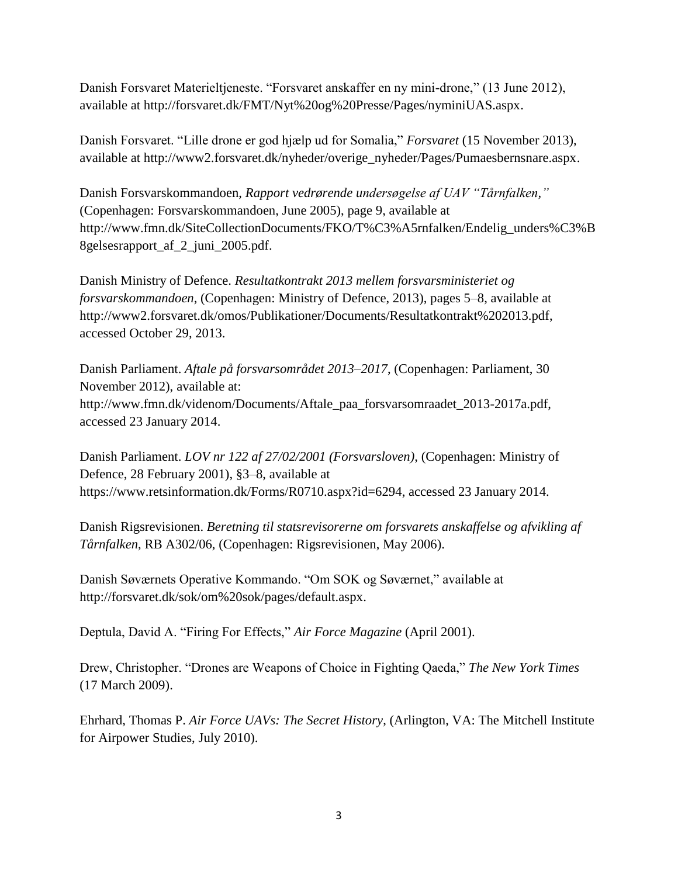Danish Forsvaret Materieltjeneste. "Forsvaret anskaffer en ny mini-drone," (13 June 2012), available at http://forsvaret.dk/FMT/Nyt%20og%20Presse/Pages/nyminiUAS.aspx.

Danish Forsvaret. "Lille drone er god hjælp ud for Somalia," *Forsvaret* (15 November 2013), available at http://www2.forsvaret.dk/nyheder/overige_nyheder/Pages/Pumaesbernsnare.aspx.

Danish Forsvarskommandoen, *Rapport vedrørende undersøgelse af UAV "Tårnfalken,"* (Copenhagen: Forsvarskommandoen, June 2005), page 9, available at http://www.fmn.dk/SiteCollectionDocuments/FKO/T%C3%A5rnfalken/Endelig_unders%C3%B8gelsesrapport_af_2_juni_2005.pdf.

Danish Ministry of Defence. *Resultatkontrakt 2013 mellem forsvarsministeriet og forsvarskommandoen*, (Copenhagen: Ministry of Defence, 2013), pages 5–8, available at http://www2.forsvaret.dk/omos/Publikationer/Documents/Resultatkontrakt%202013.pdf, accessed October 29, 2013.

Danish Parliament. *Aftale på forsvarsområdet 2013–2017*, (Copenhagen: Parliament, 30 November 2012), available at: http://www.fmn.dk/videnom/Documents/Aftale_paa_forsvarsomraadet_2013-2017a.pdf, accessed 23 January 2014.

Danish Parliament. *LOV nr 122 af 27/02/2001 (Forsvarsloven)*, (Copenhagen: Ministry of Defence, 28 February 2001), §3–8, available at https://www.retsinformation.dk/Forms/R0710.aspx?id=6294, accessed 23 January 2014.

Danish Rigsrevisionen. *Beretning til statsrevisorerne om forsvarets anskaffelse og afvikling af Tårnfalken*, RB A302/06, (Copenhagen: Rigsrevisionen, May 2006).

Danish Søværnets Operative Kommando. "Om SOK og Søværnet," available at http://forsvaret.dk/sok/om%20sok/pages/default.aspx.

Deptula, David A. "Firing For Effects," *Air Force Magazine* (April 2001).

Drew, Christopher. "Drones are Weapons of Choice in Fighting Qaeda," *The New York Times* (17 March 2009).

Ehrhard, Thomas P. *Air Force UAVs: The Secret History*, (Arlington, VA: The Mitchell Institute for Airpower Studies, July 2010).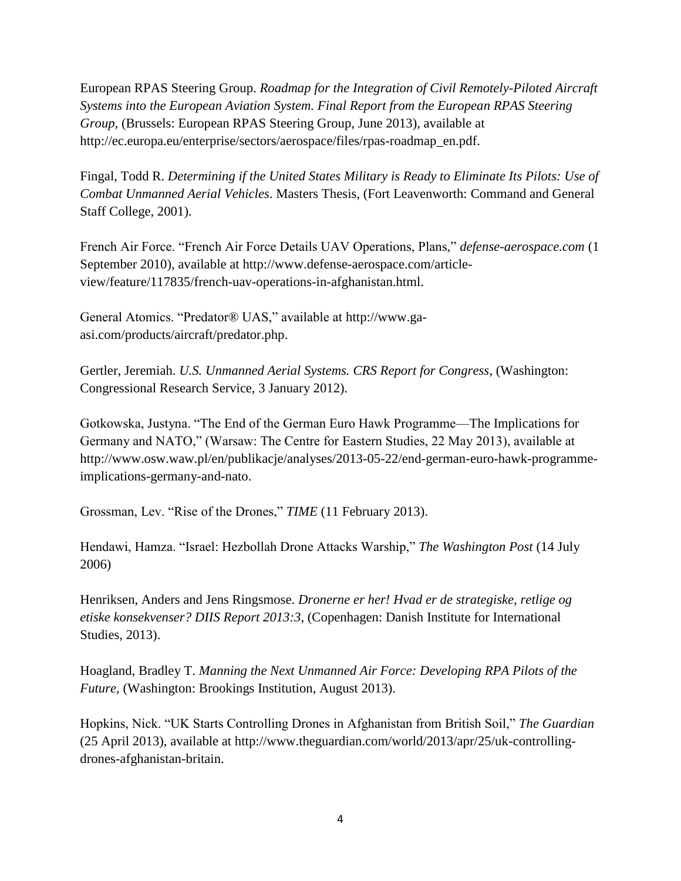European RPAS Steering Group. *Roadmap for the Integration of Civil Remotely-Piloted Aircraft Systems into the European Aviation System. Final Report from the European RPAS Steering Group*, (Brussels: European RPAS Steering Group, June 2013), available at http://ec.europa.eu/enterprise/sectors/aerospace/files/rpas-roadmap_en.pdf.

Fingal, Todd R. *Determining if the United States Military is Ready to Eliminate Its Pilots: Use of Combat Unmanned Aerial Vehicles*. Masters Thesis, (Fort Leavenworth: Command and General Staff College, 2001).

French Air Force. "French Air Force Details UAV Operations, Plans," *defense-aerospace.com* (1 September 2010), available at http://www.defense-aerospace.com/article-view/feature/117835/french-uav-operations-in-afghanistan.html.

General Atomics. "Predator® UAS," available at http://www.ga-asi.com/products/aircraft/predator.php.

Gertler, Jeremiah. *U.S. Unmanned Aerial Systems. CRS Report for Congress*, (Washington: Congressional Research Service, 3 January 2012).

Gotkowska, Justyna. "The End of the German Euro Hawk Programme—The Implications for Germany and NATO," (Warsaw: The Centre for Eastern Studies, 22 May 2013), available at http://www.osw.waw.pl/en/publikacje/analyses/2013-05-22/end-german-euro-hawk-programme-implications-germany-and-nato.

Grossman, Lev. "Rise of the Drones," *TIME* (11 February 2013).

Hendawi, Hamza. "Israel: Hezbollah Drone Attacks Warship," *The Washington Post* (14 July 2006)

Henriksen, Anders and Jens Ringsmose. *Dronerne er her! Hvad er de strategiske, retlige og etiske konsekvenser? DIIS Report 2013:3*, (Copenhagen: Danish Institute for International Studies, 2013).

Hoagland, Bradley T. *Manning the Next Unmanned Air Force: Developing RPA Pilots of the Future*, (Washington: Brookings Institution, August 2013).

Hopkins, Nick. "UK Starts Controlling Drones in Afghanistan from British Soil," *The Guardian* (25 April 2013), available at http://www.theguardian.com/world/2013/apr/25/uk-controlling-drones-afghanistan-britain.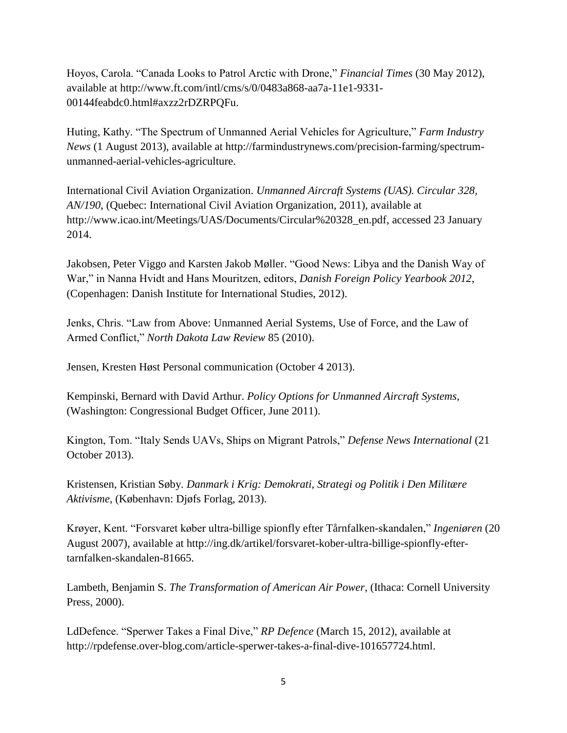Hoyos, Carola. "Canada Looks to Patrol Arctic with Drone," *Financial Times* (30 May 2012), available at http://www.ft.com/intl/cms/s/0/0483a868-aa7a-11e1-9331-00144feabdc0.html#axzz2rDZRPQFu.

Huting, Kathy. "The Spectrum of Unmanned Aerial Vehicles for Agriculture," *Farm Industry News* (1 August 2013), available at http://farmindustrynews.com/precision-farming/spectrum-unmanned-aerial-vehicles-agriculture.

International Civil Aviation Organization. *Unmanned Aircraft Systems (UAS). Circular 328, AN/190*, (Quebec: International Civil Aviation Organization, 2011), available at http://www.icao.int/Meetings/UAS/Documents/Circular%20328_en.pdf, accessed 23 January 2014.

Jakobsen, Peter Viggo and Karsten Jakob Møller. "Good News: Libya and the Danish Way of War," in Nanna Hvidt and Hans Mouritzen, editors, *Danish Foreign Policy Yearbook 2012*, (Copenhagen: Danish Institute for International Studies, 2012).

Jenks, Chris. "Law from Above: Unmanned Aerial Systems, Use of Force, and the Law of Armed Conflict," *North Dakota Law Review* 85 (2010).

Jensen, Kresten Høst Personal communication (October 4 2013).

Kempinski, Bernard with David Arthur. *Policy Options for Unmanned Aircraft Systems*, (Washington: Congressional Budget Officer, June 2011).

Kington, Tom. "Italy Sends UAVs, Ships on Migrant Patrols," *Defense News International* (21 October 2013).

Kristensen, Kristian Søby. *Danmark i Krig: Demokrati, Strategi og Politik i Den Militære Aktivisme*, (København: Djøfs Forlag, 2013).

Krøyer, Kent. "Forsvaret køber ultra-billige spionfly efter Tårnfalken-skandalen," *Ingeniøren* (20 August 2007), available at http://ing.dk/artikel/forsvaret-kober-ultra-billige-spionfly-efter-tarnfalken-skandalen-81665.

Lambeth, Benjamin S. *The Transformation of American Air Power*, (Ithaca: Cornell University Press, 2000).

LdDefence. "Sperwer Takes a Final Dive," *RP Defence* (March 15, 2012), available at http://rpdefense.over-blog.com/article-sperwer-takes-a-final-dive-101657724.html.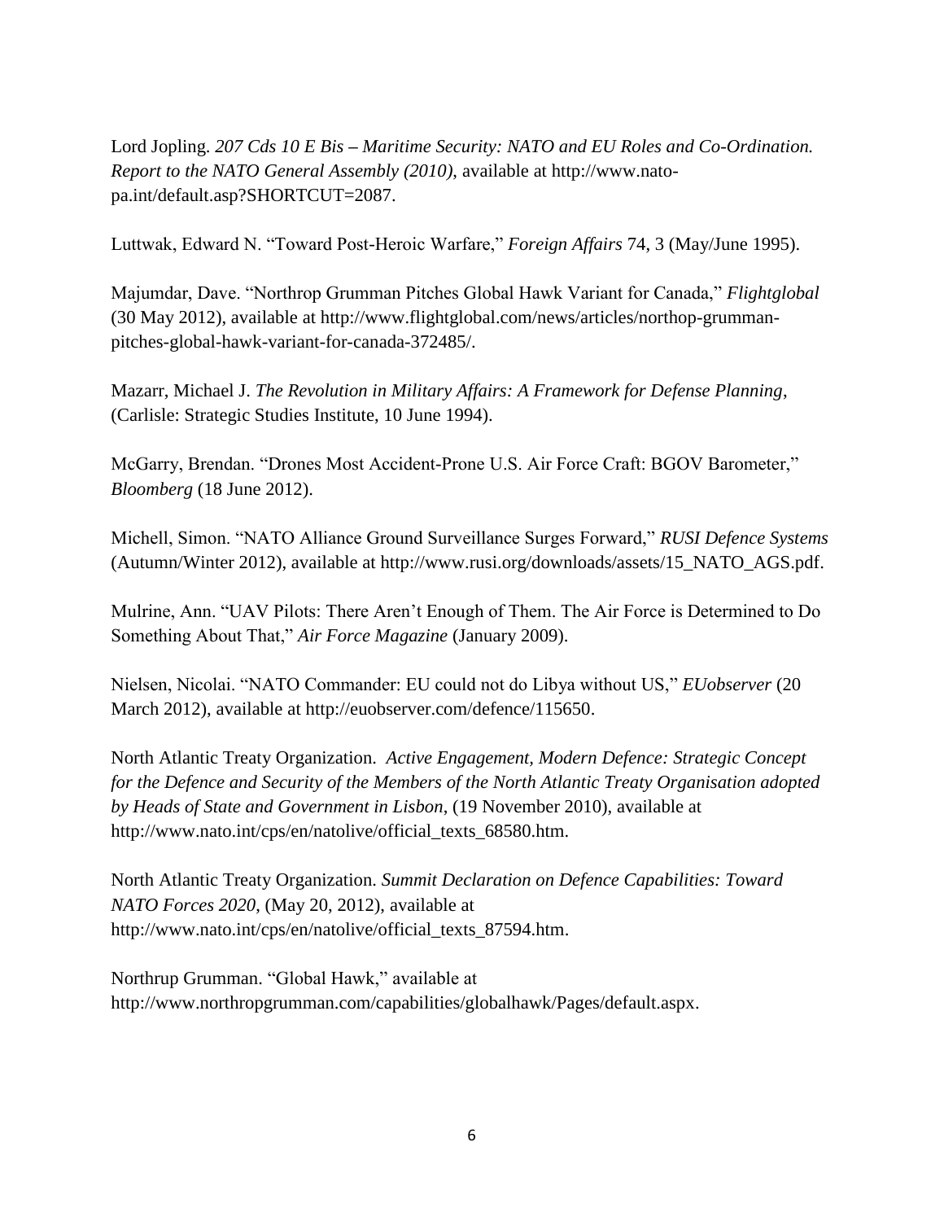Lord Jopling. *207 Cds 10 E Bis – Maritime Security: NATO and EU Roles and Co-Ordination. Report to the NATO General Assembly (2010)*, available at http://www.nato-pa.int/default.asp?SHORTCUT=2087.

Luttwak, Edward N. "Toward Post-Heroic Warfare," *Foreign Affairs* 74, 3 (May/June 1995).

Majumdar, Dave. "Northrop Grumman Pitches Global Hawk Variant for Canada," *Flightglobal* (30 May 2012), available at http://www.flightglobal.com/news/articles/northop-grumman-pitches-global-hawk-variant-for-canada-372485/.

Mazarr, Michael J. *The Revolution in Military Affairs: A Framework for Defense Planning*, (Carlisle: Strategic Studies Institute, 10 June 1994).

McGarry, Brendan. "Drones Most Accident-Prone U.S. Air Force Craft: BGOV Barometer," *Bloomberg* (18 June 2012).

Michell, Simon. "NATO Alliance Ground Surveillance Surges Forward," *RUSI Defence Systems* (Autumn/Winter 2012), available at http://www.rusi.org/downloads/assets/15_NATO_AGS.pdf.

Mulrine, Ann. "UAV Pilots: There Aren't Enough of Them. The Air Force is Determined to Do Something About That," *Air Force Magazine* (January 2009).

Nielsen, Nicolai. "NATO Commander: EU could not do Libya without US," *EUobserver* (20 March 2012), available at http://euobserver.com/defence/115650.

North Atlantic Treaty Organization. *Active Engagement, Modern Defence: Strategic Concept for the Defence and Security of the Members of the North Atlantic Treaty Organisation adopted by Heads of State and Government in Lisbon*, (19 November 2010), available at http://www.nato.int/cps/en/natolive/official_texts_68580.htm.

North Atlantic Treaty Organization. *Summit Declaration on Defence Capabilities: Toward NATO Forces 2020*, (May 20, 2012), available at http://www.nato.int/cps/en/natolive/official_texts_87594.htm.

Northrup Grumman. "Global Hawk," available at http://www.northropgrumman.com/capabilities/globalhawk/Pages/default.aspx.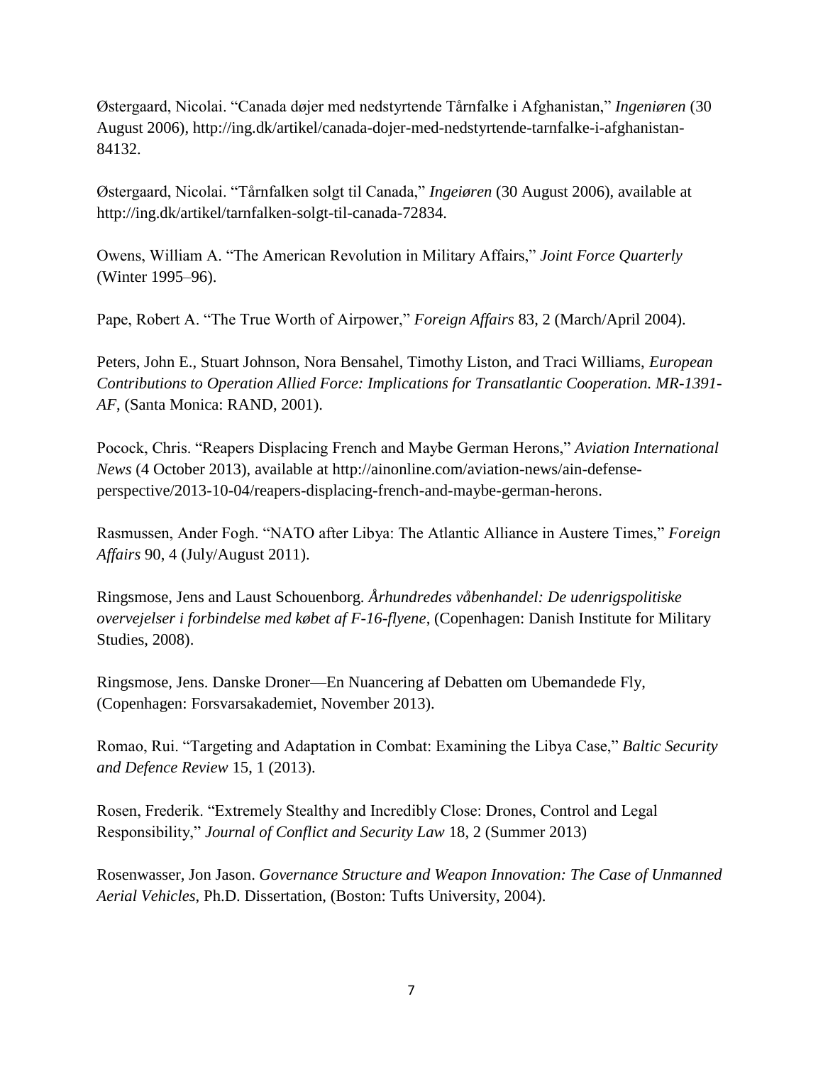Østergaard, Nicolai. "Canada døjer med nedstyrtende Tårnfalke i Afghanistan," *Ingeniøren* (30 August 2006), http://ing.dk/artikel/canada-dojer-med-nedstyrtende-tarnfalke-i-afghanistan-84132.

Østergaard, Nicolai. "Tårnfalken solgt til Canada," *Ingeiøren* (30 August 2006), available at http://ing.dk/artikel/tarnfalken-solgt-til-canada-72834.

Owens, William A. "The American Revolution in Military Affairs," *Joint Force Quarterly* (Winter 1995–96).

Pape, Robert A. "The True Worth of Airpower," *Foreign Affairs* 83, 2 (March/April 2004).

Peters, John E., Stuart Johnson, Nora Bensahel, Timothy Liston, and Traci Williams, *European Contributions to Operation Allied Force: Implications for Transatlantic Cooperation. MR-1391-AF*, (Santa Monica: RAND, 2001).

Pocock, Chris. "Reapers Displacing French and Maybe German Herons," *Aviation International News* (4 October 2013), available at http://ainonline.com/aviation-news/ain-defense-perspective/2013-10-04/reapers-displacing-french-and-maybe-german-herons.

Rasmussen, Ander Fogh. "NATO after Libya: The Atlantic Alliance in Austere Times," *Foreign Affairs* 90, 4 (July/August 2011).

Ringsmose, Jens and Laust Schouenborg. *Århundredes våbenhandel: De udenrigspolitiske overvejelser i forbindelse med købet af F-16-flyene*, (Copenhagen: Danish Institute for Military Studies, 2008).

Ringsmose, Jens. Danske Droner—En Nuancering af Debatten om Ubemandede Fly, (Copenhagen: Forsvarsakademiet, November 2013).

Romao, Rui. "Targeting and Adaptation in Combat: Examining the Libya Case," *Baltic Security and Defence Review* 15, 1 (2013).

Rosen, Frederik. "Extremely Stealthy and Incredibly Close: Drones, Control and Legal Responsibility," *Journal of Conflict and Security Law* 18, 2 (Summer 2013)

Rosenwasser, Jon Jason. *Governance Structure and Weapon Innovation: The Case of Unmanned Aerial Vehicles*, Ph.D. Dissertation, (Boston: Tufts University, 2004).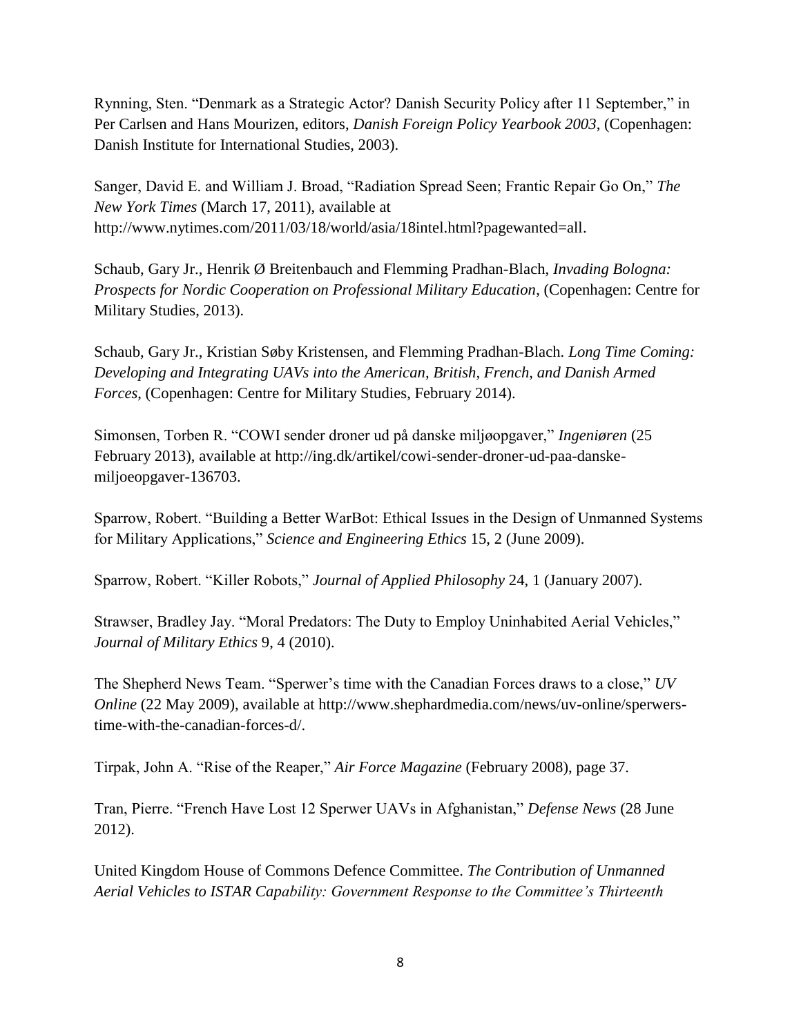Rynning, Sten. “Denmark as a Strategic Actor? Danish Security Policy after 11 September,” in Per Carlsen and Hans Mourizen, editors, *Danish Foreign Policy Yearbook 2003*, (Copenhagen: Danish Institute for International Studies, 2003).

Sanger, David E. and William J. Broad, “Radiation Spread Seen; Frantic Repair Go On,” *The New York Times* (March 17, 2011), available at http://www.nytimes.com/2011/03/18/world/asia/18intel.html?pagewanted=all.

Schaub, Gary Jr., Henrik Ø Breitenbauch and Flemming Pradhan-Blach, *Invading Bologna: Prospects for Nordic Cooperation on Professional Military Education*, (Copenhagen: Centre for Military Studies, 2013).

Schaub, Gary Jr., Kristian Søby Kristensen, and Flemming Pradhan-Blach. *Long Time Coming: Developing and Integrating UAVs into the American, British, French, and Danish Armed Forces*, (Copenhagen: Centre for Military Studies, February 2014).

Simonsen, Torben R. “COWI sender droner ud på danske miljøopgaver,” *Ingeniøren* (25 February 2013), available at http://ing.dk/artikel/cowi-sender-droner-ud-paa-danske-miljoeopgaver-136703.

Sparrow, Robert. “Building a Better WarBot: Ethical Issues in the Design of Unmanned Systems for Military Applications,” *Science and Engineering Ethics* 15, 2 (June 2009).

Sparrow, Robert. “Killer Robots,” *Journal of Applied Philosophy* 24, 1 (January 2007).

Strawser, Bradley Jay. “Moral Predators: The Duty to Employ Uninhabited Aerial Vehicles,” *Journal of Military Ethics* 9, 4 (2010).

The Shepherd News Team. “Sperwer’s time with the Canadian Forces draws to a close,” *UV Online* (22 May 2009), available at http://www.shephardmedia.com/news/uv-online/sperwers-time-with-the-canadian-forces-d/.

Tirpak, John A. “Rise of the Reaper,” *Air Force Magazine* (February 2008), page 37.

Tran, Pierre. “French Have Lost 12 Sperwer UAVs in Afghanistan,” *Defense News* (28 June 2012).

United Kingdom House of Commons Defence Committee. *The Contribution of Unmanned Aerial Vehicles to ISTAR Capability: Government Response to the Committee’s Thirteenth*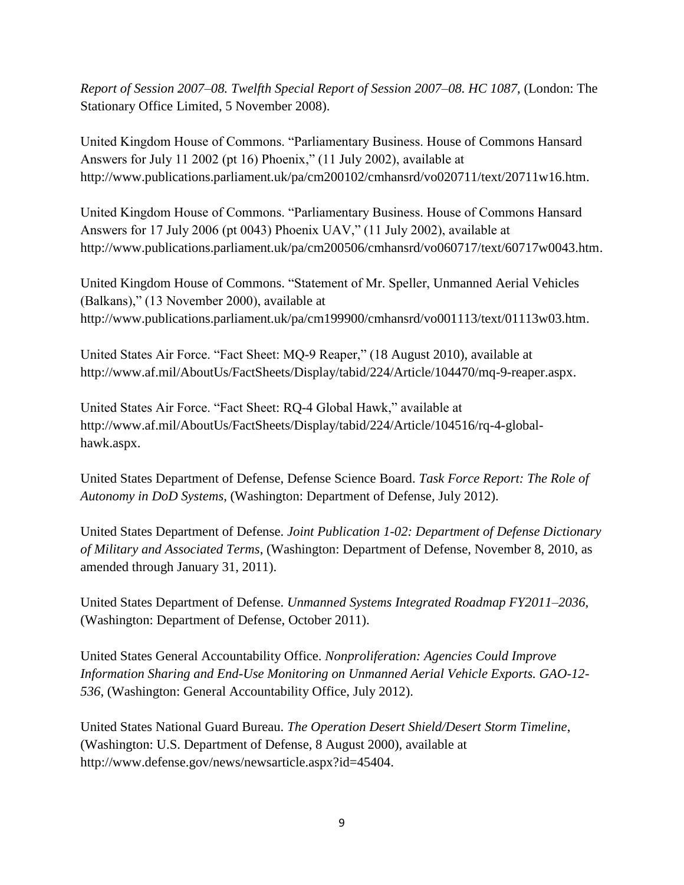*Report of Session 2007–08. Twelfth Special Report of Session 2007–08. HC 1087*, (London: The Stationary Office Limited, 5 November 2008).

United Kingdom House of Commons. "Parliamentary Business. House of Commons Hansard Answers for July 11 2002 (pt 16) Phoenix," (11 July 2002), available at http://www.publications.parliament.uk/pa/cm200102/cmhansrd/vo020711/text/20711w16.htm.

United Kingdom House of Commons. "Parliamentary Business. House of Commons Hansard Answers for 17 July 2006 (pt 0043) Phoenix UAV," (11 July 2002), available at http://www.publications.parliament.uk/pa/cm200506/cmhansrd/vo060717/text/60717w0043.htm.

United Kingdom House of Commons. "Statement of Mr. Speller, Unmanned Aerial Vehicles (Balkans)," (13 November 2000), available at http://www.publications.parliament.uk/pa/cm199900/cmhansrd/vo001113/text/01113w03.htm.

United States Air Force. "Fact Sheet: MQ-9 Reaper," (18 August 2010), available at http://www.af.mil/AboutUs/FactSheets/Display/tabid/224/Article/104470/mq-9-reaper.aspx.

United States Air Force. "Fact Sheet: RQ-4 Global Hawk," available at http://www.af.mil/AboutUs/FactSheets/Display/tabid/224/Article/104516/rq-4-global-hawk.aspx.

United States Department of Defense, Defense Science Board. *Task Force Report: The Role of Autonomy in DoD Systems*, (Washington: Department of Defense, July 2012).

United States Department of Defense. *Joint Publication 1-02: Department of Defense Dictionary of Military and Associated Terms*, (Washington: Department of Defense, November 8, 2010, as amended through January 31, 2011).

United States Department of Defense. *Unmanned Systems Integrated Roadmap FY2011–2036*, (Washington: Department of Defense, October 2011).

United States General Accountability Office. *Nonproliferation: Agencies Could Improve Information Sharing and End-Use Monitoring on Unmanned Aerial Vehicle Exports. GAO-12-536*, (Washington: General Accountability Office, July 2012).

United States National Guard Bureau. *The Operation Desert Shield/Desert Storm Timeline*, (Washington: U.S. Department of Defense, 8 August 2000), available at http://www.defense.gov/news/newsarticle.aspx?id=45404.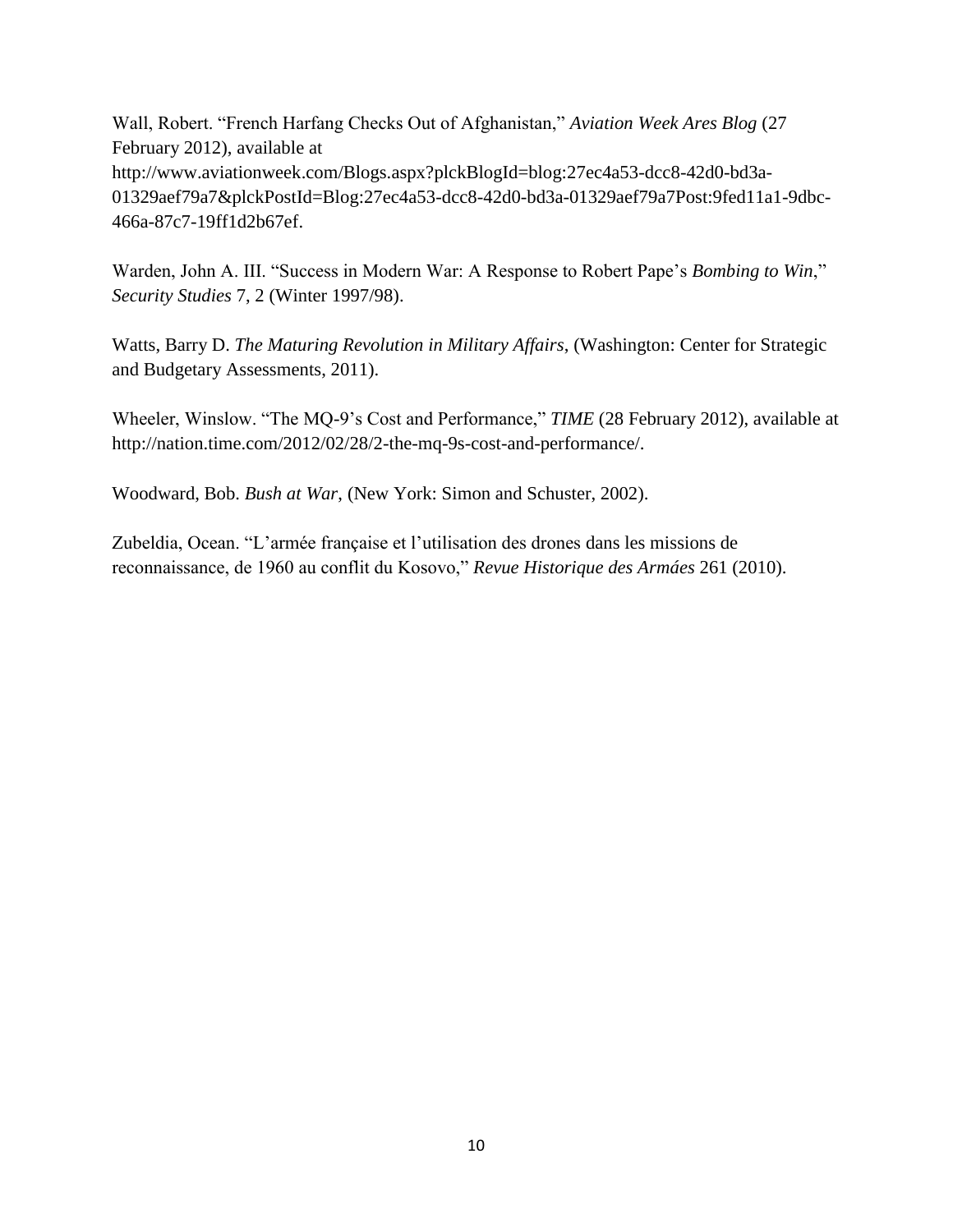Wall, Robert. "French Harfang Checks Out of Afghanistan," *Aviation Week Ares Blog* (27 February 2012), available at http://www.aviationweek.com/Blogs.aspx?plckBlogId=blog:27ec4a53-dcc8-42d0-bd3a-01329aef79a7&plckPostId=Blog:27ec4a53-dcc8-42d0-bd3a-01329aef79a7Post:9fed11a1-9dbc-466a-87c7-19ff1d2b67ef.

Warden, John A. III. "Success in Modern War: A Response to Robert Pape's *Bombing to Win*," *Security Studies* 7, 2 (Winter 1997/98).

Watts, Barry D. *The Maturing Revolution in Military Affairs*, (Washington: Center for Strategic and Budgetary Assessments, 2011).

Wheeler, Winslow. "The MQ-9's Cost and Performance," *TIME* (28 February 2012), available at http://nation.time.com/2012/02/28/2-the-mq-9s-cost-and-performance/.

Woodward, Bob. *Bush at War*, (New York: Simon and Schuster, 2002).

Zubeldia, Ocean. "L'armée française et l'utilisation des drones dans les missions de reconnaissance, de 1960 au conflit du Kosovo," *Revue Historique des Armáes* 261 (2010).